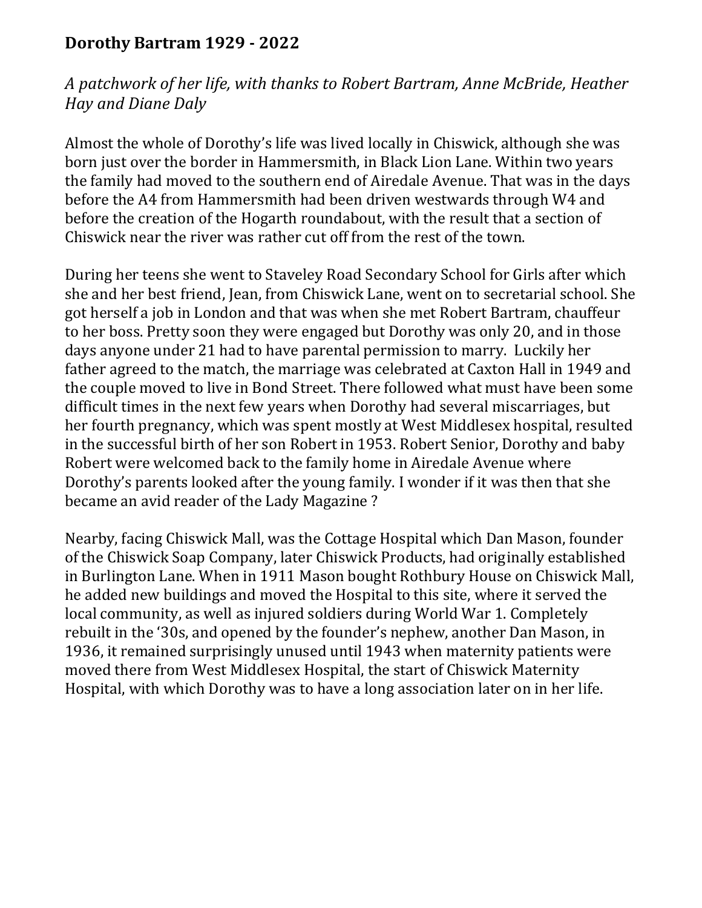# Dorothy Bartram 1929 - 2022

*A patchwork of her life, with thanks to Robert Bartram, Anne McBride, Heather Hay and Diane Daly*

Almost the whole of Dorothy's life was lived locally in Chiswick, although she was born just over the border in Hammersmith, in Black Lion Lane. Within two years the family had moved to the southern end of Airedale Avenue. That was in the days before the A4 from Hammersmith had been driven westwards through W4 and before the creation of the Hogarth roundabout, with the result that a section of Chiswick near the river was rather cut off from the rest of the town.

During her teens she went to Staveley Road Secondary School for Girls after which she and her best friend, Jean, from Chiswick Lane, went on to secretarial school. She got herself a job in London and that was when she met Robert Bartram, chauffeur to her boss. Pretty soon they were engaged but Dorothy was only 20, and in those days anyone under 21 had to have parental permission to marry. Luckily her father agreed to the match, the marriage was celebrated at Caxton Hall in 1949 and the couple moved to live in Bond Street. There followed what must have been some difficult times in the next few years when Dorothy had several miscarriages, but her fourth pregnancy, which was spent mostly at West Middlesex hospital, resulted in the successful birth of her son Robert in 1953. Robert Senior, Dorothy and baby Robert were welcomed back to the family home in Airedale Avenue where Dorothy's parents looked after the young family. I wonder if it was then that she became an avid reader of the Lady Magazine ?

Nearby, facing Chiswick Mall, was the Cottage Hospital which Dan Mason, founder of the Chiswick Soap Company, later Chiswick Products, had originally established in Burlington Lane. When in 1911 Mason bought Rothbury House on Chiswick Mall, he added new buildings and moved the Hospital to this site, where it served the local community, as well as injured soldiers during World War 1. Completely rebuilt in the '30s, and opened by the founder's nephew, another Dan Mason, in 1936, it remained surprisingly unused until 1943 when maternity patients were moved there from West Middlesex Hospital, the start of Chiswick Maternity Hospital, with which Dorothy was to have a long association later on in her life.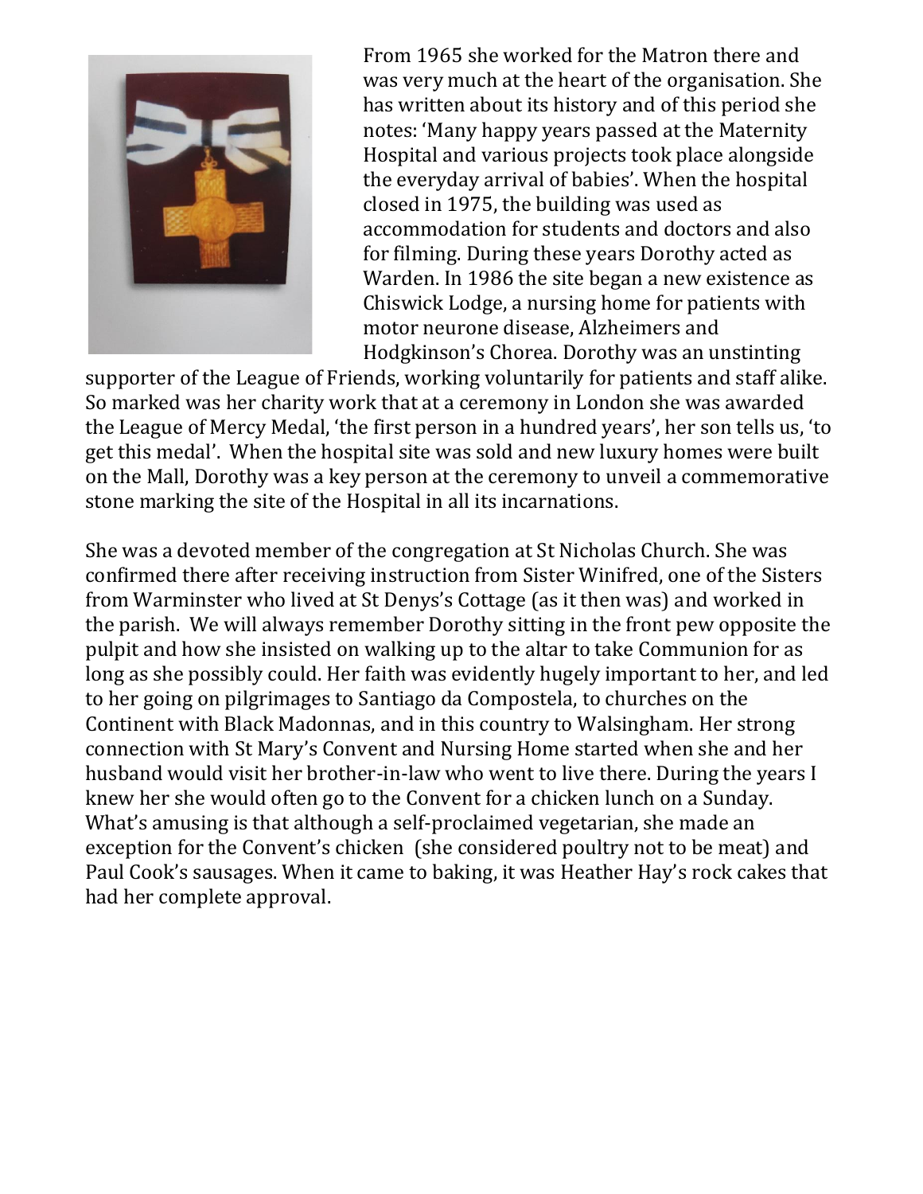From 1965 she worked for the Matron there and was very much at the heart of the organisation. She has written about its history and of this period she notes: 'Many happy years passed at the Maternity Hospital and various projects took place alongside the everyday arrival of babies'. When the hospital closed in 1975, the building was used as accommodation for students and doctors and also for filming. During these years Dorothy acted as Warden. In 1986 the site began a new existence as Chiswick Lodge, a nursing home for patients with motor neurone disease, Alzheimers and Hodgkinson's Chorea. Dorothy was an unstinting supporter of the League of Friends, working voluntarily for patients and staff alike. So marked was her charity work that at a ceremony in London she was awarded the League of Mercy Medal, 'the first person in a hundred years', her son tells us, 'to get this medal'. When the hospital site was sold and new luxury homes were built on the Mall, Dorothy was a key person at the ceremony to unveil a commemorative stone marking the site of the Hospital in all its incarnations.

She was a devoted member of the congregation at St Nicholas Church. She was confirmed there after receiving instruction from Sister Winifred, one of the Sisters from Warminster who lived at St Denys's Cottage (as it then was) and worked in the parish. We will always remember Dorothy sitting in the front pew opposite the pulpit and how she insisted on walking up to the altar to take Communion for as long as she possibly could. Her faith was evidently hugely important to her, and led to her going on pilgrimages to Santiago da Compostela, to churches on the Continent with Black Madonnas, and in this country to Walsingham. Her strong connection with St Mary's Convent and Nursing Home started when she and her husband would visit her brother-in-law who went to live there. During the years I knew her she would often go to the Convent for a chicken lunch on a Sunday. What's amusing is that although a self-proclaimed vegetarian, she made an exception for the Convent's chicken (she considered poultry not to be meat) and Paul Cook's sausages. When it came to baking, it was Heather Hay's rock cakes that had her complete approval.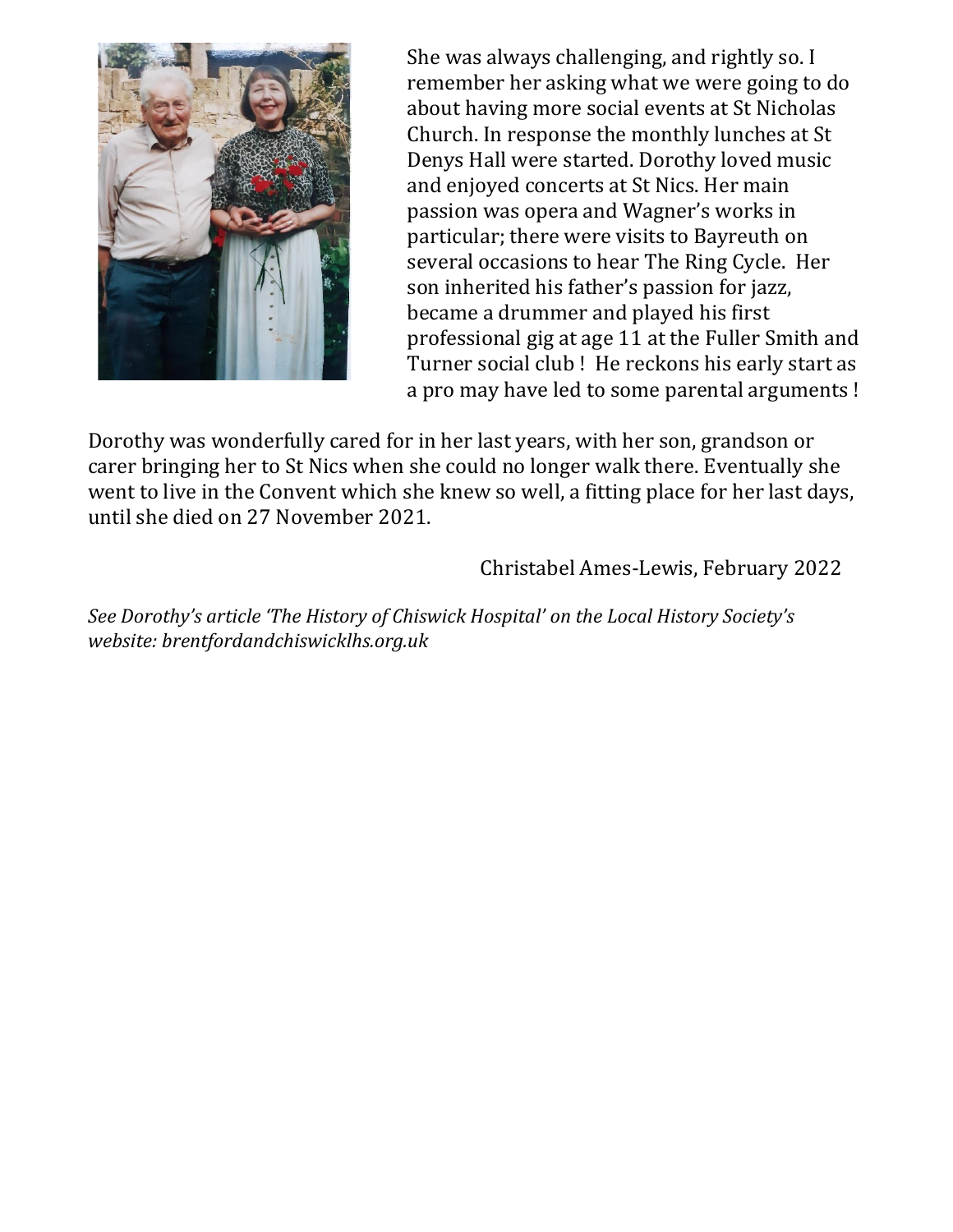She was always challenging, and rightly so. I remember her asking what we were going to do about having more social events at St Nicholas Church. In response the monthly lunches at St Denys Hall were started. Dorothy loved music and enjoyed concerts at St Nics. Her main passion was opera and Wagner's works in particular; there were visits to Bayreuth on several occasions to hear The Ring Cycle. Her son inherited his father's passion for jazz, became a drummer and played his first professional gig at age 11 at the Fuller Smith and Turner social club ! He reckons his early start as a pro may have led to some parental arguments !

Dorothy was wonderfully cared for in her last years, with her son, grandson or carer bringing her to St Nics when she could no longer walk there. Eventually she went to live in the Convent which she knew so well, a fitting place for her last days, until she died on 27 November 2021.

Christabel Ames-Lewis, February 2022

*See Dorothy's article 'The History of Chiswick Hospital' on the Local History Society's website: brentfordandchiswicklhs.org.uk*